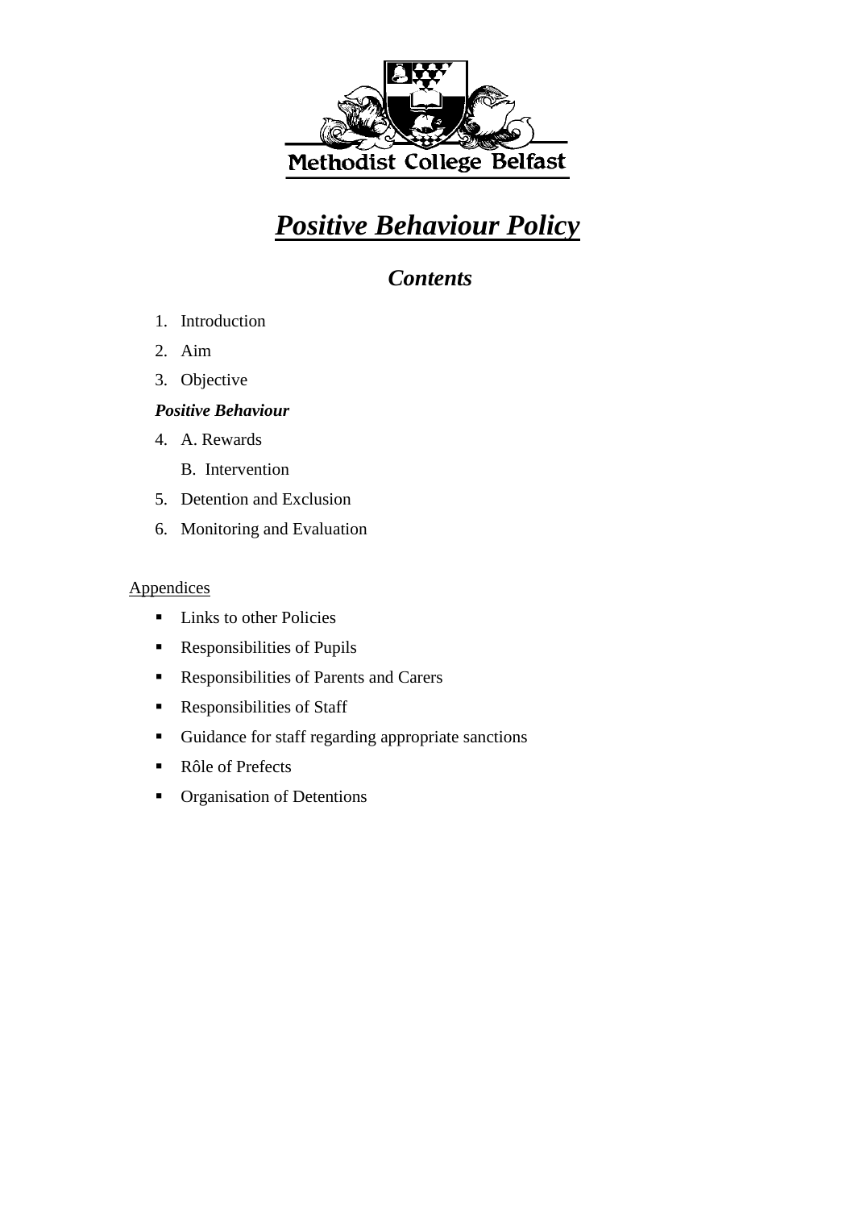Methodist College Belfast

# ***Positive Behaviour Policy***

## ***Contents***

1. Introduction
2. Aim
3. Objective

***Positive Behaviour***

4. A. Rewards

   B. Intervention
5. Detention and Exclusion
6. Monitoring and Evaluation

Appendices

- Links to other Policies
- Responsibilities of Pupils
- Responsibilities of Parents and Carers
- Responsibilities of Staff
- Guidance for staff regarding appropriate sanctions
- Rôle of Prefects
- Organisation of Detentions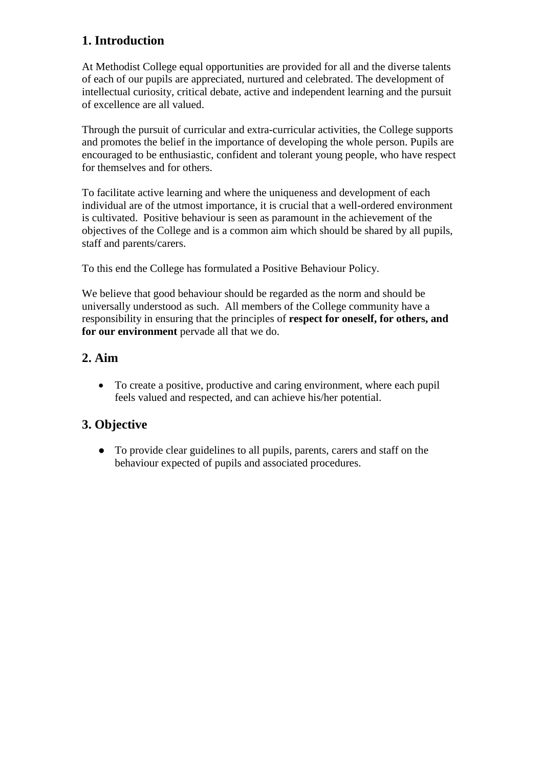## 1. Introduction

At Methodist College equal opportunities are provided for all and the diverse talents of each of our pupils are appreciated, nurtured and celebrated. The development of intellectual curiosity, critical debate, active and independent learning and the pursuit of excellence are all valued.

Through the pursuit of curricular and extra-curricular activities, the College supports and promotes the belief in the importance of developing the whole person. Pupils are encouraged to be enthusiastic, confident and tolerant young people, who have respect for themselves and for others.

To facilitate active learning and where the uniqueness and development of each individual are of the utmost importance, it is crucial that a well-ordered environment is cultivated. Positive behaviour is seen as paramount in the achievement of the objectives of the College and is a common aim which should be shared by all pupils, staff and parents/carers.

To this end the College has formulated a Positive Behaviour Policy.

We believe that good behaviour should be regarded as the norm and should be universally understood as such. All members of the College community have a responsibility in ensuring that the principles of **respect for oneself, for others, and for our environment** pervade all that we do.

## 2. Aim

- To create a positive, productive and caring environment, where each pupil feels valued and respected, and can achieve his/her potential.

## 3. Objective

- To provide clear guidelines to all pupils, parents, carers and staff on the behaviour expected of pupils and associated procedures.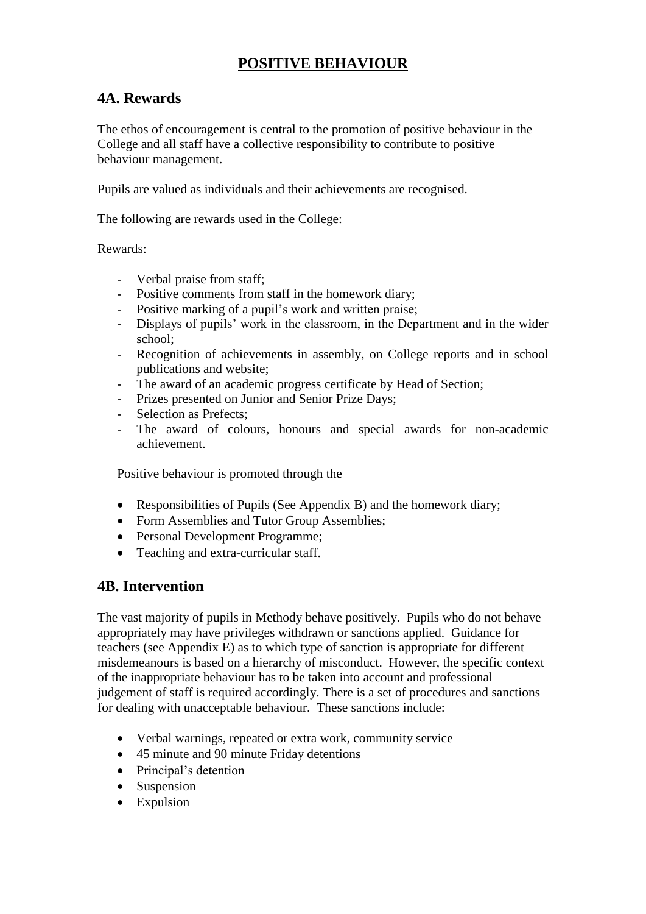# POSITIVE BEHAVIOUR

## 4A. Rewards

The ethos of encouragement is central to the promotion of positive behaviour in the College and all staff have a collective responsibility to contribute to positive behaviour management.

Pupils are valued as individuals and their achievements are recognised.

The following are rewards used in the College:

Rewards:

- Verbal praise from staff;
- Positive comments from staff in the homework diary;
- Positive marking of a pupil's work and written praise;
- Displays of pupils' work in the classroom, in the Department and in the wider school;
- Recognition of achievements in assembly, on College reports and in school publications and website;
- The award of an academic progress certificate by Head of Section;
- Prizes presented on Junior and Senior Prize Days;
- Selection as Prefects;
- The award of colours, honours and special awards for non-academic achievement.

Positive behaviour is promoted through the

- Responsibilities of Pupils (See Appendix B) and the homework diary;
- Form Assemblies and Tutor Group Assemblies;
- Personal Development Programme;
- Teaching and extra-curricular staff.

## 4B. Intervention

The vast majority of pupils in Methody behave positively. Pupils who do not behave appropriately may have privileges withdrawn or sanctions applied. Guidance for teachers (see Appendix E) as to which type of sanction is appropriate for different misdemeanours is based on a hierarchy of misconduct. However, the specific context of the inappropriate behaviour has to be taken into account and professional judgement of staff is required accordingly. There is a set of procedures and sanctions for dealing with unacceptable behaviour. These sanctions include:

- Verbal warnings, repeated or extra work, community service
- 45 minute and 90 minute Friday detentions
- Principal's detention
- Suspension
- Expulsion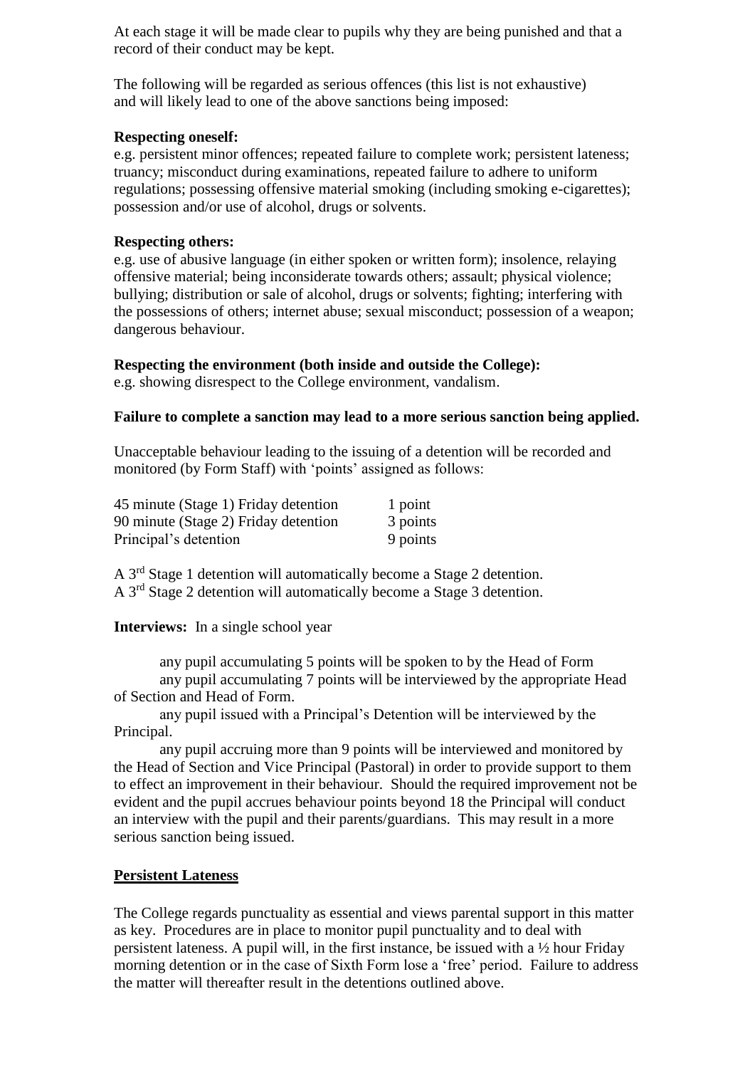At each stage it will be made clear to pupils why they are being punished and that a record of their conduct may be kept.

The following will be regarded as serious offences (this list is not exhaustive) and will likely lead to one of the above sanctions being imposed:

**Respecting oneself:**
e.g. persistent minor offences; repeated failure to complete work; persistent lateness; truancy; misconduct during examinations, repeated failure to adhere to uniform regulations; possessing offensive material smoking (including smoking e-cigarettes); possession and/or use of alcohol, drugs or solvents.

**Respecting others:**
e.g. use of abusive language (in either spoken or written form); insolence, relaying offensive material; being inconsiderate towards others; assault; physical violence; bullying; distribution or sale of alcohol, drugs or solvents; fighting; interfering with the possessions of others; internet abuse; sexual misconduct; possession of a weapon; dangerous behaviour.

**Respecting the environment (both inside and outside the College):**
e.g. showing disrespect to the College environment, vandalism.

**Failure to complete a sanction may lead to a more serious sanction being applied.**

Unacceptable behaviour leading to the issuing of a detention will be recorded and monitored (by Form Staff) with 'points' assigned as follows:

| | |
|---|---|
| 45 minute (Stage 1) Friday detention | 1 point |
| 90 minute (Stage 2) Friday detention | 3 points |
| Principal's detention | 9 points |

A 3rd Stage 1 detention will automatically become a Stage 2 detention.
A 3rd Stage 2 detention will automatically become a Stage 3 detention.

**Interviews:** In a single school year

any pupil accumulating 5 points will be spoken to by the Head of Form

any pupil accumulating 7 points will be interviewed by the appropriate Head of Section and Head of Form.

any pupil issued with a Principal's Detention will be interviewed by the Principal.

any pupil accruing more than 9 points will be interviewed and monitored by the Head of Section and Vice Principal (Pastoral) in order to provide support to them to effect an improvement in their behaviour. Should the required improvement not be evident and the pupil accrues behaviour points beyond 18 the Principal will conduct an interview with the pupil and their parents/guardians. This may result in a more serious sanction being issued.

## Persistent Lateness

The College regards punctuality as essential and views parental support in this matter as key. Procedures are in place to monitor pupil punctuality and to deal with persistent lateness. A pupil will, in the first instance, be issued with a ½ hour Friday morning detention or in the case of Sixth Form lose a 'free' period. Failure to address the matter will thereafter result in the detentions outlined above.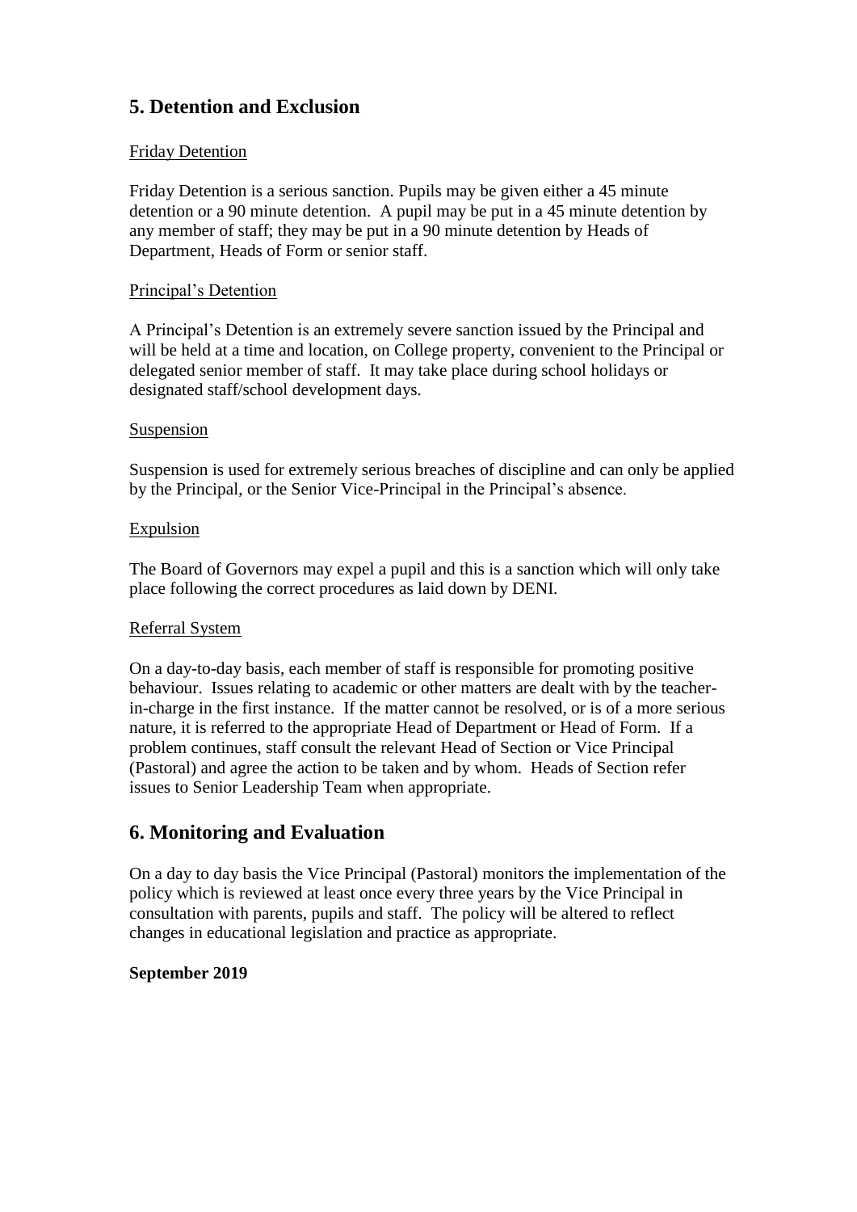## 5. Detention and Exclusion

Friday Detention

Friday Detention is a serious sanction. Pupils may be given either a 45 minute detention or a 90 minute detention. A pupil may be put in a 45 minute detention by any member of staff; they may be put in a 90 minute detention by Heads of Department, Heads of Form or senior staff.

Principal's Detention

A Principal's Detention is an extremely severe sanction issued by the Principal and will be held at a time and location, on College property, convenient to the Principal or delegated senior member of staff. It may take place during school holidays or designated staff/school development days.

Suspension

Suspension is used for extremely serious breaches of discipline and can only be applied by the Principal, or the Senior Vice-Principal in the Principal's absence.

Expulsion

The Board of Governors may expel a pupil and this is a sanction which will only take place following the correct procedures as laid down by DENI.

Referral System

On a day-to-day basis, each member of staff is responsible for promoting positive behaviour. Issues relating to academic or other matters are dealt with by the teacher-in-charge in the first instance. If the matter cannot be resolved, or is of a more serious nature, it is referred to the appropriate Head of Department or Head of Form. If a problem continues, staff consult the relevant Head of Section or Vice Principal (Pastoral) and agree the action to be taken and by whom. Heads of Section refer issues to Senior Leadership Team when appropriate.

## 6. Monitoring and Evaluation

On a day to day basis the Vice Principal (Pastoral) monitors the implementation of the policy which is reviewed at least once every three years by the Vice Principal in consultation with parents, pupils and staff. The policy will be altered to reflect changes in educational legislation and practice as appropriate.

**September 2019**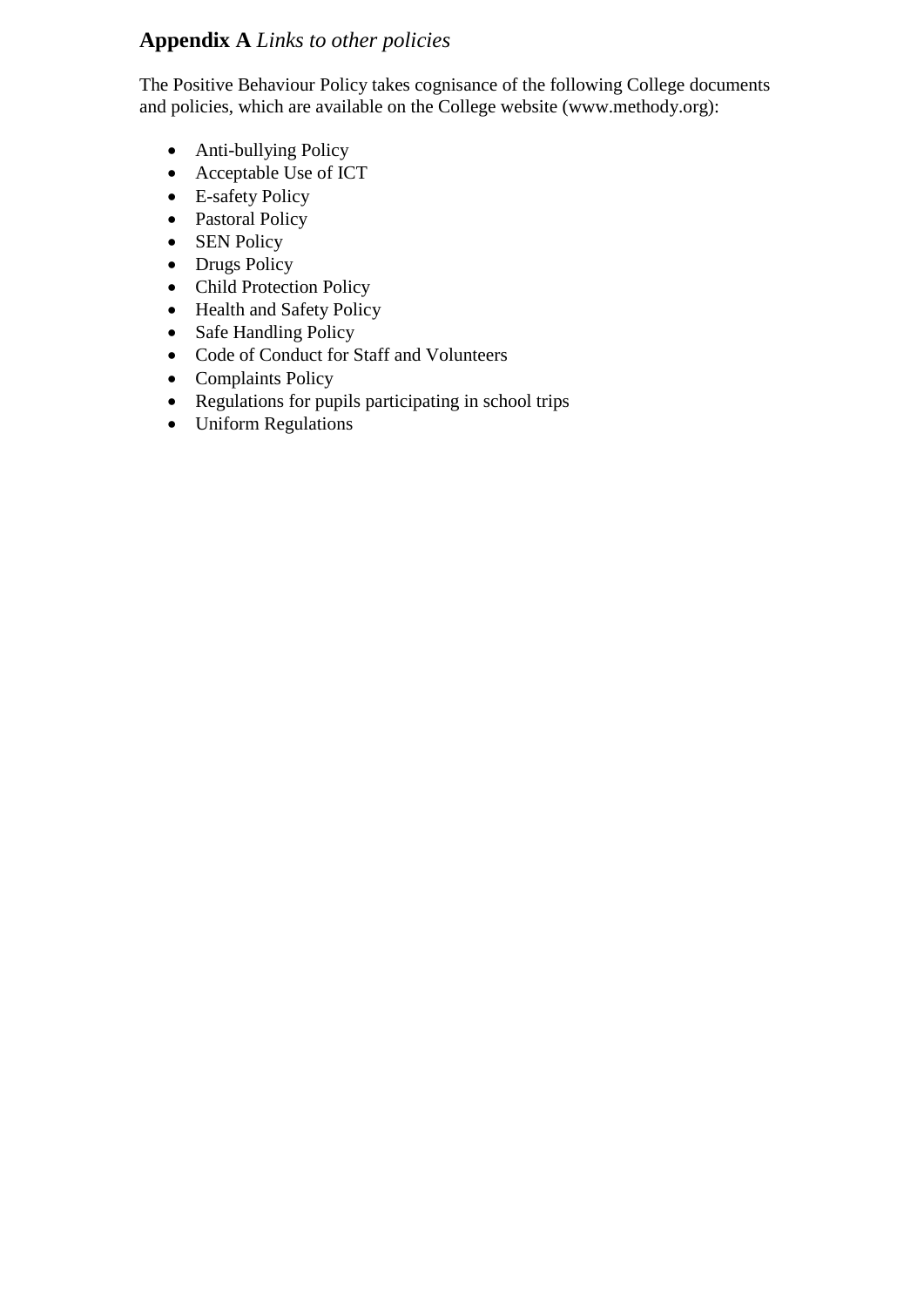## **Appendix A** *Links to other policies*

The Positive Behaviour Policy takes cognisance of the following College documents and policies, which are available on the College website (www.methody.org):

- Anti-bullying Policy
- Acceptable Use of ICT
- E-safety Policy
- Pastoral Policy
- SEN Policy
- Drugs Policy
- Child Protection Policy
- Health and Safety Policy
- Safe Handling Policy
- Code of Conduct for Staff and Volunteers
- Complaints Policy
- Regulations for pupils participating in school trips
- Uniform Regulations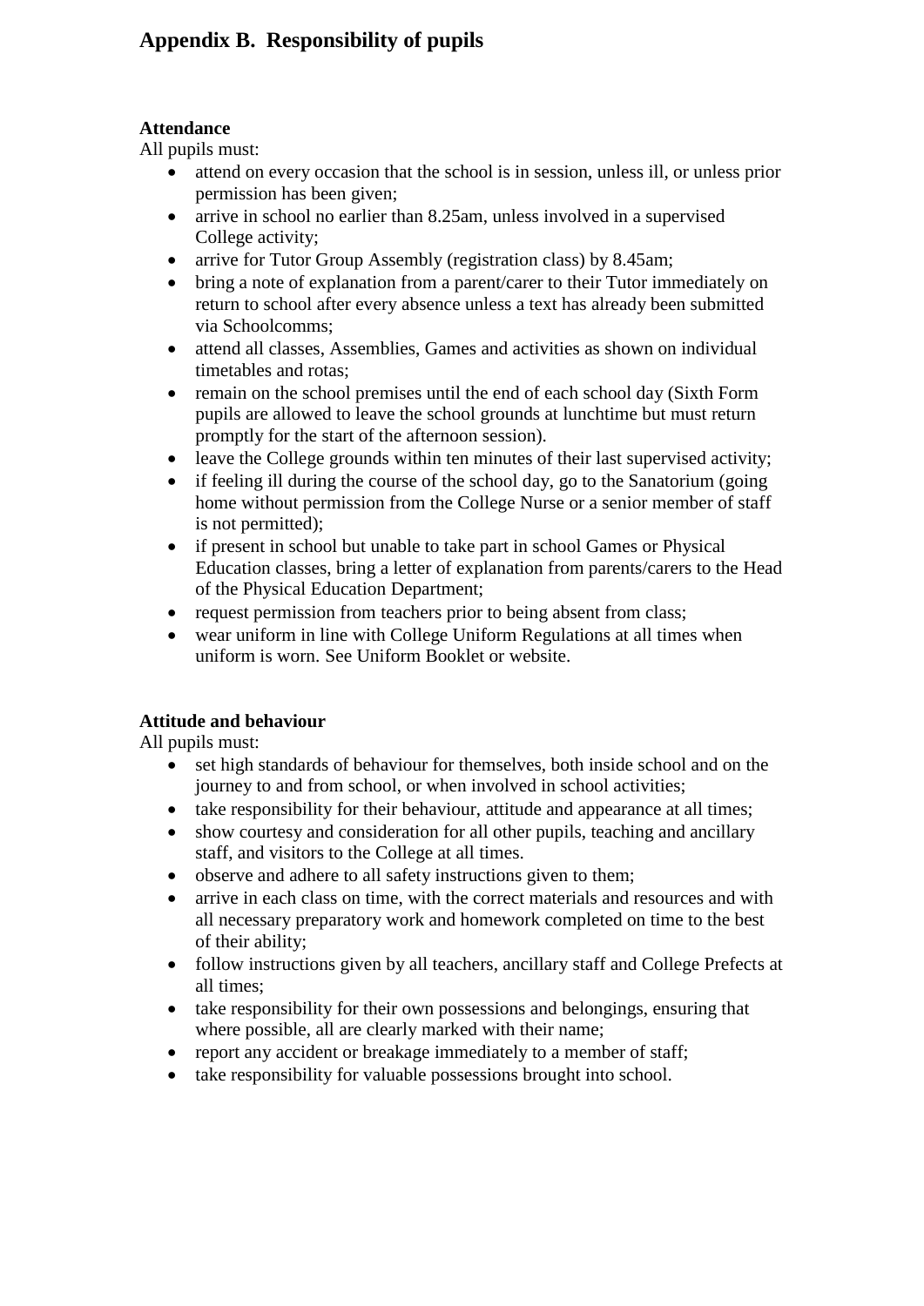# Appendix B. Responsibility of pupils

**Attendance**

All pupils must:

- attend on every occasion that the school is in session, unless ill, or unless prior permission has been given;
- arrive in school no earlier than 8.25am, unless involved in a supervised College activity;
- arrive for Tutor Group Assembly (registration class) by 8.45am;
- bring a note of explanation from a parent/carer to their Tutor immediately on return to school after every absence unless a text has already been submitted via Schoolcomms;
- attend all classes, Assemblies, Games and activities as shown on individual timetables and rotas;
- remain on the school premises until the end of each school day (Sixth Form pupils are allowed to leave the school grounds at lunchtime but must return promptly for the start of the afternoon session).
- leave the College grounds within ten minutes of their last supervised activity;
- if feeling ill during the course of the school day, go to the Sanatorium (going home without permission from the College Nurse or a senior member of staff is not permitted);
- if present in school but unable to take part in school Games or Physical Education classes, bring a letter of explanation from parents/carers to the Head of the Physical Education Department;
- request permission from teachers prior to being absent from class;
- wear uniform in line with College Uniform Regulations at all times when uniform is worn. See Uniform Booklet or website.

**Attitude and behaviour**

All pupils must:

- set high standards of behaviour for themselves, both inside school and on the journey to and from school, or when involved in school activities;
- take responsibility for their behaviour, attitude and appearance at all times;
- show courtesy and consideration for all other pupils, teaching and ancillary staff, and visitors to the College at all times.
- observe and adhere to all safety instructions given to them;
- arrive in each class on time, with the correct materials and resources and with all necessary preparatory work and homework completed on time to the best of their ability;
- follow instructions given by all teachers, ancillary staff and College Prefects at all times;
- take responsibility for their own possessions and belongings, ensuring that where possible, all are clearly marked with their name;
- report any accident or breakage immediately to a member of staff;
- take responsibility for valuable possessions brought into school.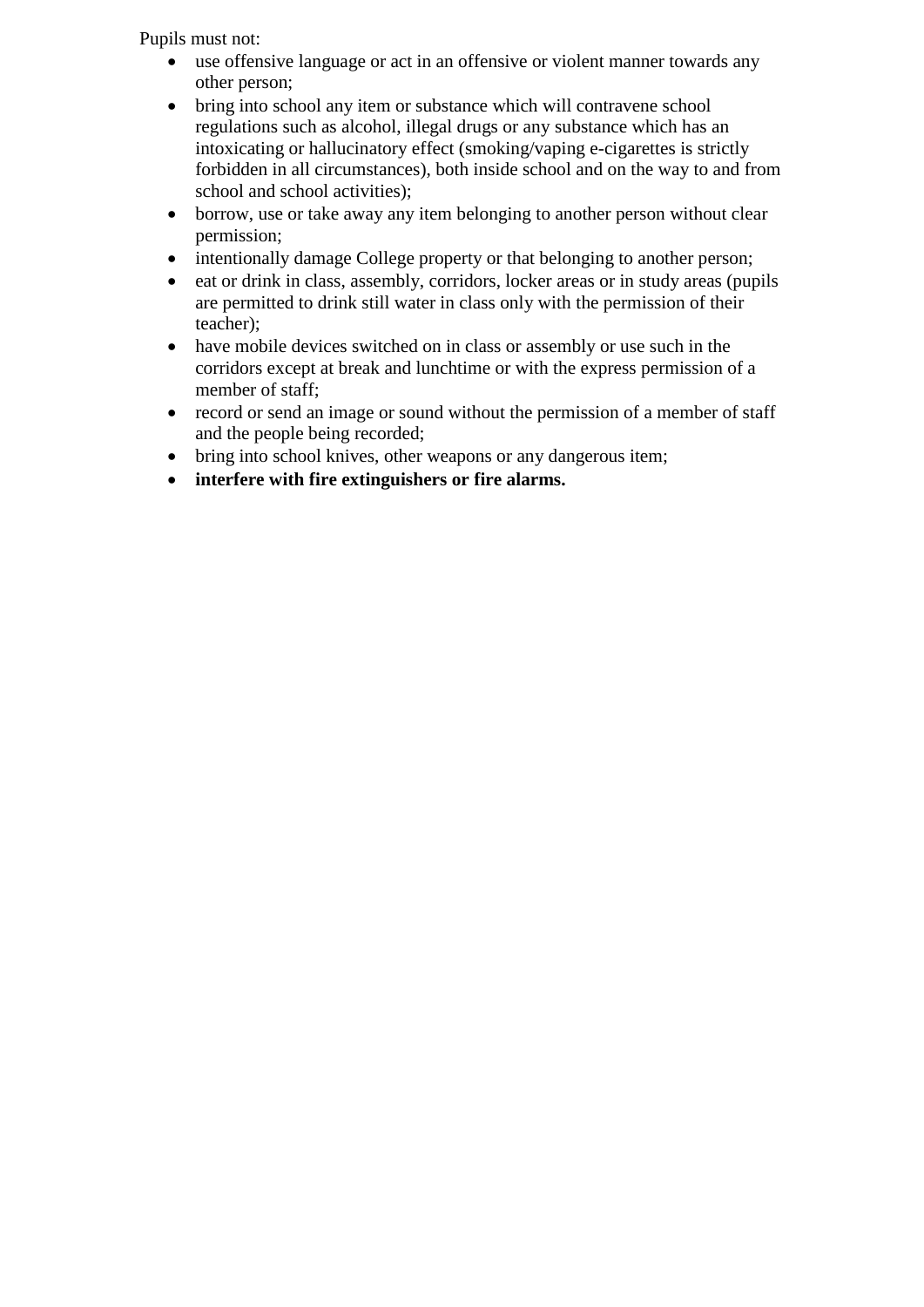Pupils must not:

- use offensive language or act in an offensive or violent manner towards any other person;
- bring into school any item or substance which will contravene school regulations such as alcohol, illegal drugs or any substance which has an intoxicating or hallucinatory effect (smoking/vaping e-cigarettes is strictly forbidden in all circumstances), both inside school and on the way to and from school and school activities);
- borrow, use or take away any item belonging to another person without clear permission;
- intentionally damage College property or that belonging to another person;
- eat or drink in class, assembly, corridors, locker areas or in study areas (pupils are permitted to drink still water in class only with the permission of their teacher);
- have mobile devices switched on in class or assembly or use such in the corridors except at break and lunchtime or with the express permission of a member of staff;
- record or send an image or sound without the permission of a member of staff and the people being recorded;
- bring into school knives, other weapons or any dangerous item;
- **interfere with fire extinguishers or fire alarms.**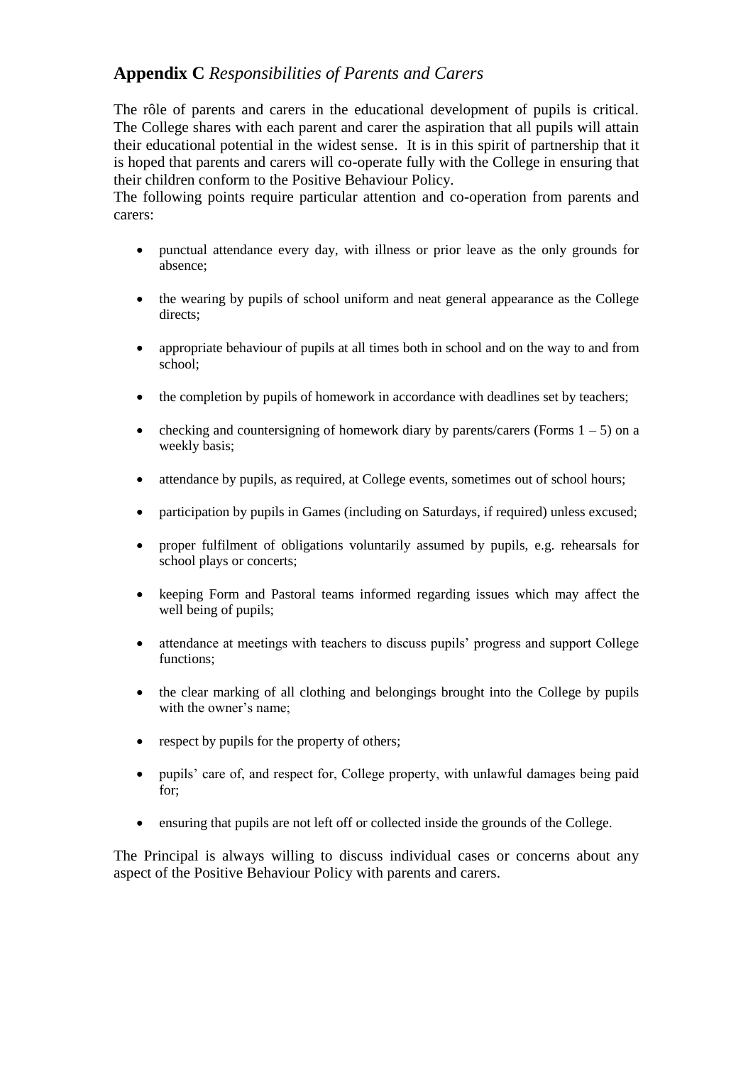## **Appendix C** *Responsibilities of Parents and Carers*

The rôle of parents and carers in the educational development of pupils is critical. The College shares with each parent and carer the aspiration that all pupils will attain their educational potential in the widest sense. It is in this spirit of partnership that it is hoped that parents and carers will co-operate fully with the College in ensuring that their children conform to the Positive Behaviour Policy.

The following points require particular attention and co-operation from parents and carers:

- punctual attendance every day, with illness or prior leave as the only grounds for absence;
- the wearing by pupils of school uniform and neat general appearance as the College directs;
- appropriate behaviour of pupils at all times both in school and on the way to and from school;
- the completion by pupils of homework in accordance with deadlines set by teachers;
- checking and countersigning of homework diary by parents/carers (Forms 1 – 5) on a weekly basis;
- attendance by pupils, as required, at College events, sometimes out of school hours;
- participation by pupils in Games (including on Saturdays, if required) unless excused;
- proper fulfilment of obligations voluntarily assumed by pupils, e.g. rehearsals for school plays or concerts;
- keeping Form and Pastoral teams informed regarding issues which may affect the well being of pupils;
- attendance at meetings with teachers to discuss pupils' progress and support College functions;
- the clear marking of all clothing and belongings brought into the College by pupils with the owner's name;
- respect by pupils for the property of others;
- pupils' care of, and respect for, College property, with unlawful damages being paid for;
- ensuring that pupils are not left off or collected inside the grounds of the College.

The Principal is always willing to discuss individual cases or concerns about any aspect of the Positive Behaviour Policy with parents and carers.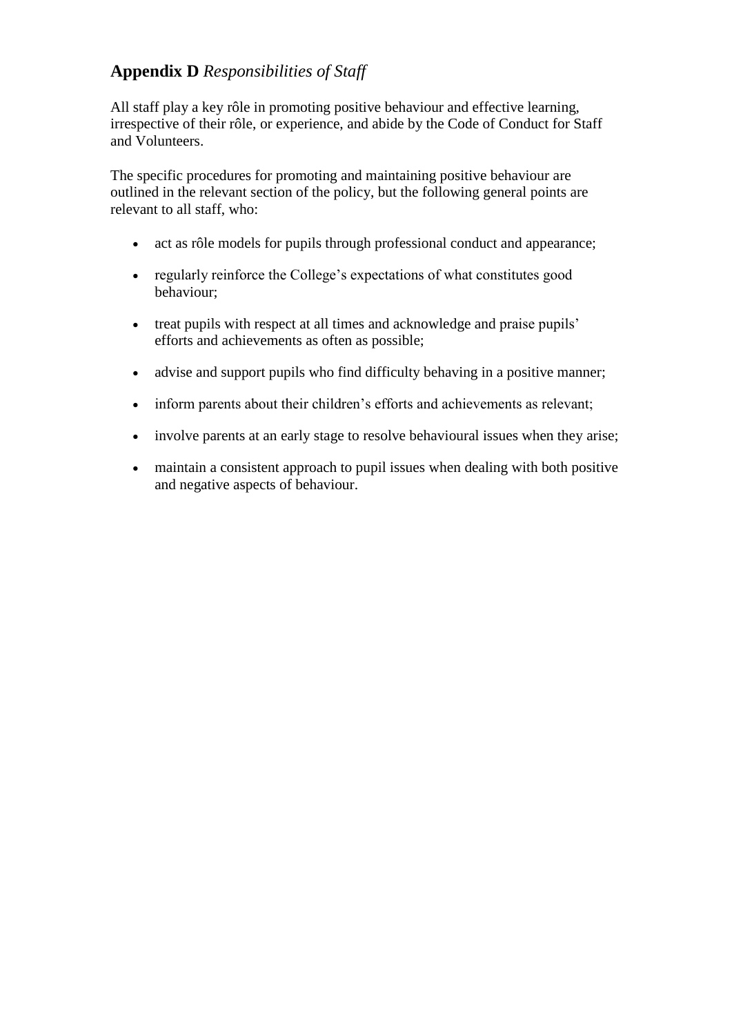## **Appendix D** *Responsibilities of Staff*

All staff play a key rôle in promoting positive behaviour and effective learning, irrespective of their rôle, or experience, and abide by the Code of Conduct for Staff and Volunteers.

The specific procedures for promoting and maintaining positive behaviour are outlined in the relevant section of the policy, but the following general points are relevant to all staff, who:

- act as rôle models for pupils through professional conduct and appearance;
- regularly reinforce the College's expectations of what constitutes good behaviour;
- treat pupils with respect at all times and acknowledge and praise pupils' efforts and achievements as often as possible;
- advise and support pupils who find difficulty behaving in a positive manner;
- inform parents about their children's efforts and achievements as relevant;
- involve parents at an early stage to resolve behavioural issues when they arise;
- maintain a consistent approach to pupil issues when dealing with both positive and negative aspects of behaviour.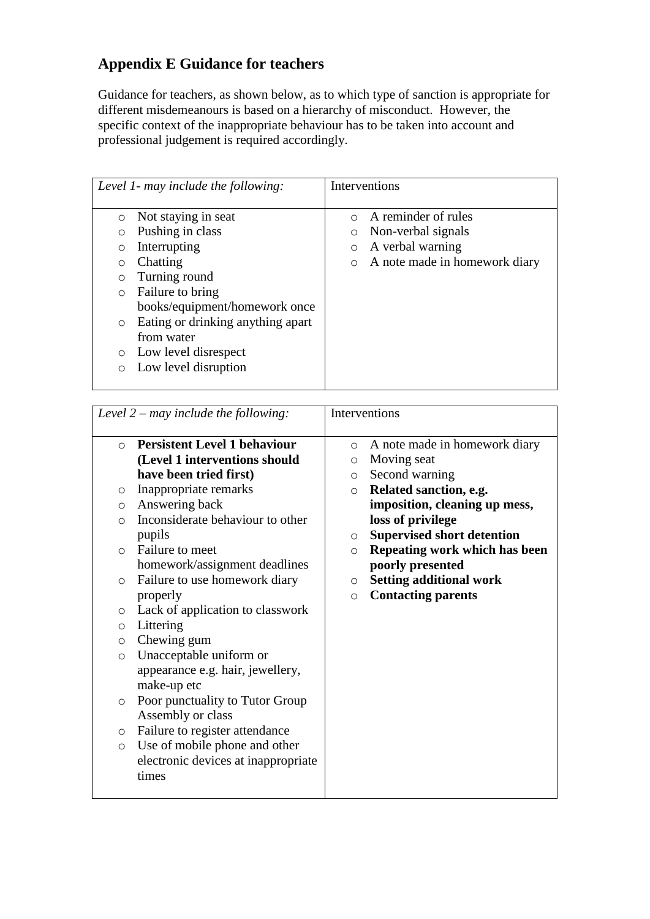## Appendix E Guidance for teachers

Guidance for teachers, as shown below, as to which type of sanction is appropriate for different misdemeanours is based on a hierarchy of misconduct. However, the specific context of the inappropriate behaviour has to be taken into account and professional judgement is required accordingly.

| *Level 1- may include the following:* | Interventions |
|---|---|
| ○ Not staying in seat<br>○ Pushing in class<br>○ Interrupting<br>○ Chatting<br>○ Turning round<br>○ Failure to bring books/equipment/homework once<br>○ Eating or drinking anything apart from water<br>○ Low level disrespect<br>○ Low level disruption | ○ A reminder of rules<br>○ Non-verbal signals<br>○ A verbal warning<br>○ A note made in homework diary |

| *Level 2 – may include the following:* | Interventions |
|---|---|
| ○ **Persistent Level 1 behaviour (Level 1 interventions should have been tried first)**<br>○ Inappropriate remarks<br>○ Answering back<br>○ Inconsiderate behaviour to other pupils<br>○ Failure to meet homework/assignment deadlines<br>○ Failure to use homework diary properly<br>○ Lack of application to classwork<br>○ Littering<br>○ Chewing gum<br>○ Unacceptable uniform or appearance e.g. hair, jewellery, make-up etc<br>○ Poor punctuality to Tutor Group Assembly or class<br>○ Failure to register attendance<br>○ Use of mobile phone and other electronic devices at inappropriate times | ○ A note made in homework diary<br>○ Moving seat<br>○ Second warning<br>○ **Related sanction, e.g. imposition, cleaning up mess, loss of privilege**<br>○ **Supervised short detention**<br>○ **Repeating work which has been poorly presented**<br>○ **Setting additional work**<br>○ **Contacting parents** |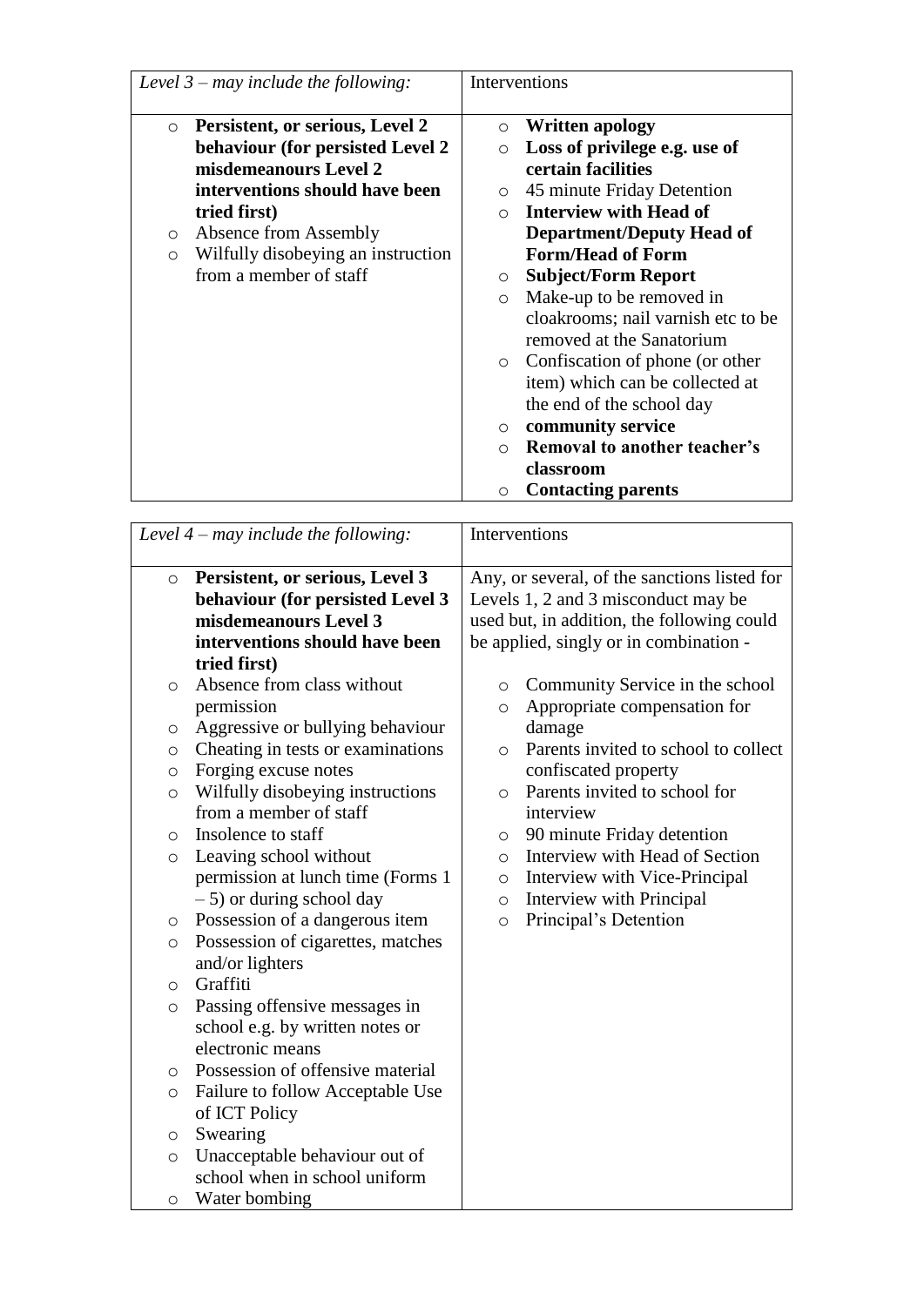| *Level 3 – may include the following:* | Interventions |
|---|---|
| ○ **Persistent, or serious, Level 2 behaviour (for persisted Level 2 misdemeanours Level 2 interventions should have been tried first)**<br>○ Absence from Assembly<br>○ Wilfully disobeying an instruction from a member of staff | ○ **Written apology**<br>○ **Loss of privilege e.g. use of certain facilities**<br>○ 45 minute Friday Detention<br>○ **Interview with Head of Department/Deputy Head of Form/Head of Form**<br>○ **Subject/Form Report**<br>○ Make-up to be removed in cloakrooms; nail varnish etc to be removed at the Sanatorium<br>○ Confiscation of phone (or other item) which can be collected at the end of the school day<br>○ **community service**<br>○ **Removal to another teacher's classroom**<br>○ **Contacting parents** |

| *Level 4 – may include the following:* | Interventions |
|---|---|
| ○ **Persistent, or serious, Level 3 behaviour (for persisted Level 3 misdemeanours Level 3 interventions should have been tried first)**<br>○ Absence from class without permission<br>○ Aggressive or bullying behaviour<br>○ Cheating in tests or examinations<br>○ Forging excuse notes<br>○ Wilfully disobeying instructions from a member of staff<br>○ Insolence to staff<br>○ Leaving school without permission at lunch time (Forms 1 – 5) or during school day<br>○ Possession of a dangerous item<br>○ Possession of cigarettes, matches and/or lighters<br>○ Graffiti<br>○ Passing offensive messages in school e.g. by written notes or electronic means<br>○ Possession of offensive material<br>○ Failure to follow Acceptable Use of ICT Policy<br>○ Swearing<br>○ Unacceptable behaviour out of school when in school uniform<br>○ Water bombing | Any, or several, of the sanctions listed for Levels 1, 2 and 3 misconduct may be used but, in addition, the following could be applied, singly or in combination -<br><br>○ Community Service in the school<br>○ Appropriate compensation for damage<br>○ Parents invited to school to collect confiscated property<br>○ Parents invited to school for interview<br>○ 90 minute Friday detention<br>○ Interview with Head of Section<br>○ Interview with Vice-Principal<br>○ Interview with Principal<br>○ Principal's Detention |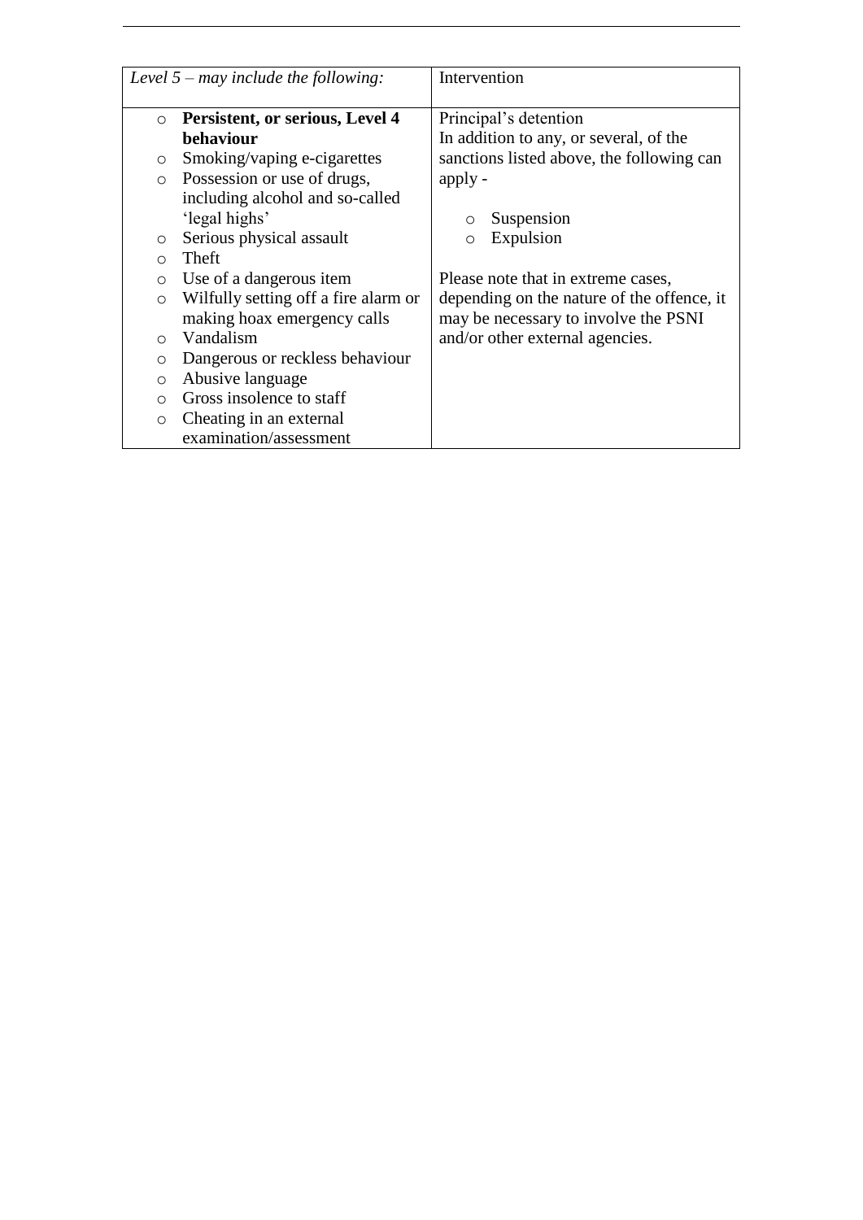| *Level 5 – may include the following:* | Intervention |
| --- | --- |
| ○ **Persistent, or serious, Level 4 behaviour**<br>○ Smoking/vaping e-cigarettes<br>○ Possession or use of drugs, including alcohol and so-called 'legal highs'<br>○ Serious physical assault<br>○ Theft<br>○ Use of a dangerous item<br>○ Wilfully setting off a fire alarm or making hoax emergency calls<br>○ Vandalism<br>○ Dangerous or reckless behaviour<br>○ Abusive language<br>○ Gross insolence to staff<br>○ Cheating in an external examination/assessment | Principal's detention<br>In addition to any, or several, of the sanctions listed above, the following can apply -<br><br>○ Suspension<br>○ Expulsion<br><br>Please note that in extreme cases, depending on the nature of the offence, it may be necessary to involve the PSNI and/or other external agencies. |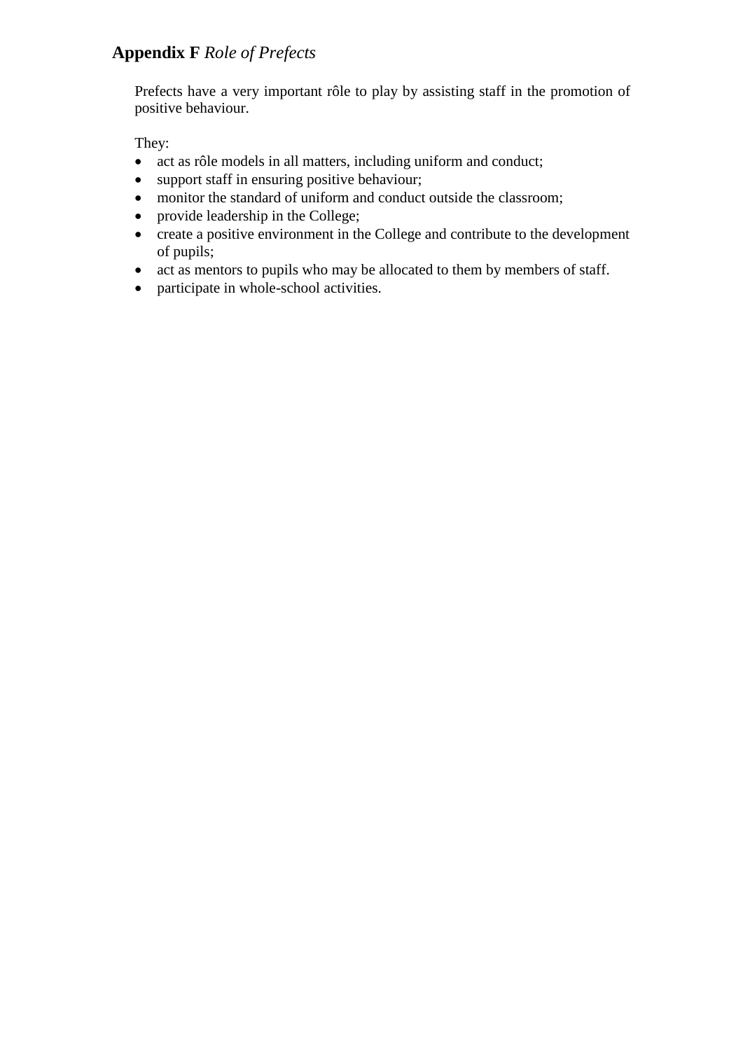## **Appendix F** *Role of Prefects*

Prefects have a very important rôle to play by assisting staff in the promotion of positive behaviour.

They:

- act as rôle models in all matters, including uniform and conduct;
- support staff in ensuring positive behaviour;
- monitor the standard of uniform and conduct outside the classroom;
- provide leadership in the College;
- create a positive environment in the College and contribute to the development of pupils;
- act as mentors to pupils who may be allocated to them by members of staff.
- participate in whole-school activities.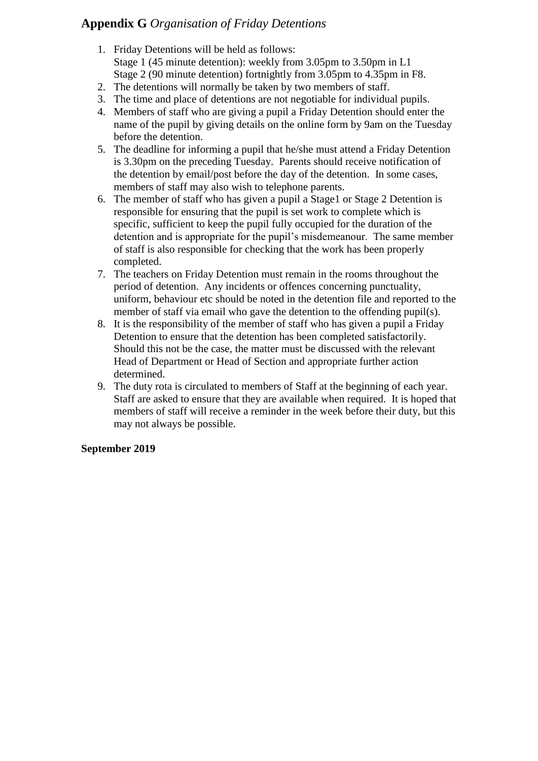## **Appendix G** *Organisation of Friday Detentions*

1. Friday Detentions will be held as follows:
   Stage 1 (45 minute detention): weekly from 3.05pm to 3.50pm in L1
   Stage 2 (90 minute detention) fortnightly from 3.05pm to 4.35pm in F8.
2. The detentions will normally be taken by two members of staff.
3. The time and place of detentions are not negotiable for individual pupils.
4. Members of staff who are giving a pupil a Friday Detention should enter the name of the pupil by giving details on the online form by 9am on the Tuesday before the detention.
5. The deadline for informing a pupil that he/she must attend a Friday Detention is 3.30pm on the preceding Tuesday. Parents should receive notification of the detention by email/post before the day of the detention. In some cases, members of staff may also wish to telephone parents.
6. The member of staff who has given a pupil a Stage1 or Stage 2 Detention is responsible for ensuring that the pupil is set work to complete which is specific, sufficient to keep the pupil fully occupied for the duration of the detention and is appropriate for the pupil's misdemeanour. The same member of staff is also responsible for checking that the work has been properly completed.
7. The teachers on Friday Detention must remain in the rooms throughout the period of detention. Any incidents or offences concerning punctuality, uniform, behaviour etc should be noted in the detention file and reported to the member of staff via email who gave the detention to the offending pupil(s).
8. It is the responsibility of the member of staff who has given a pupil a Friday Detention to ensure that the detention has been completed satisfactorily. Should this not be the case, the matter must be discussed with the relevant Head of Department or Head of Section and appropriate further action determined.
9. The duty rota is circulated to members of Staff at the beginning of each year. Staff are asked to ensure that they are available when required. It is hoped that members of staff will receive a reminder in the week before their duty, but this may not always be possible.

**September 2019**